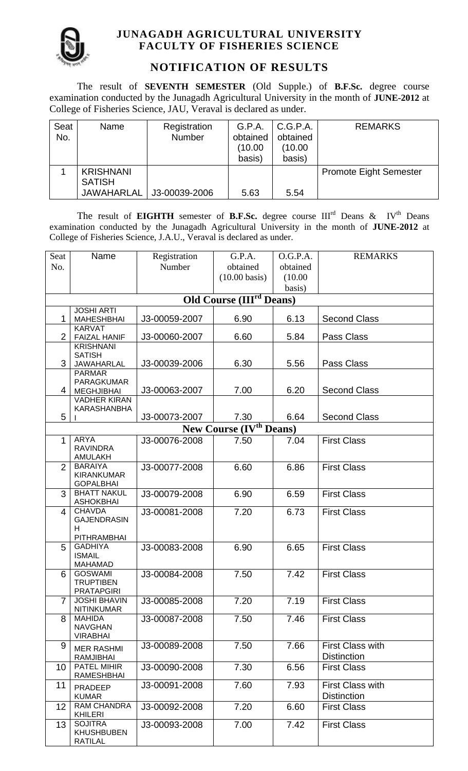# JUNAGADH AGRICULTURAL UNIVERSITY
## FACULTY OF FISHERIES SCIENCE

## NOTIFICATION OF RESULTS

The result of **SEVENTH SEMESTER** (Old Supple.) of **B.F.Sc.** degree course examination conducted by the Junagadh Agricultural University in the month of **JUNE-2012** at College of Fisheries Science, JAU, Veraval is declared as under.

| Seat No. | Name | Registration Number | G.P.A. obtained (10.00 basis) | C.G.P.A. obtained (10.00 basis) | REMARKS |
|---|---|---|---|---|---|
| 1 | KRISHNANI SATISH JAWAHARLAL | J3-00039-2006 | 5.63 | 5.54 | Promote Eight Semester |

The result of **EIGHTH** semester of **B.F.Sc.** degree course III[rd] Deans & IV[th] Deans examination conducted by the Junagadh Agricultural University in the month of **JUNE-2012** at College of Fisheries Science, J.A.U., Veraval is declared as under.

| Seat No. | Name | Registration Number | G.P.A. obtained (10.00 basis) | O.G.P.A. obtained (10.00 basis) | REMARKS |
|---|---|---|---|---|---|
| | | | **Old Course (III[rd] Deans)** | | |
| 1 | JOSHI ARTI MAHESHBHAI | J3-00059-2007 | 6.90 | 6.13 | Second Class |
| 2 | KARVAT FAIZAL HANIF | J3-00060-2007 | 6.60 | 5.84 | Pass Class |
| 3 | KRISHNANI SATISH JAWAHARLAL | J3-00039-2006 | 6.30 | 5.56 | Pass Class |
| 4 | PARMAR PARAGKUMAR MEGHJIBHAI | J3-00063-2007 | 7.00 | 6.20 | Second Class |
| 5 | VADHER KIRAN KARASHANBHAI | J3-00073-2007 | 7.30 | 6.64 | Second Class |
| | | | **New Course (IV[th] Deans)** | | |
| 1 | ARYA RAVINDRA AMULAKH | J3-00076-2008 | 7.50 | 7.04 | First Class |
| 2 | BARAIYA KIRANKUMAR GOPALBHAI | J3-00077-2008 | 6.60 | 6.86 | First Class |
| 3 | BHATT NAKUL ASHOKBHAI | J3-00079-2008 | 6.90 | 6.59 | First Class |
| 4 | CHAVDA GAJENDRASINH PITHRAMBHAI | J3-00081-2008 | 7.20 | 6.73 | First Class |
| 5 | GADHIYA ISMAIL MAHAMAD | J3-00083-2008 | 6.90 | 6.65 | First Class |
| 6 | GOSWAMI TRUPTIBEN PRATAPGIRI | J3-00084-2008 | 7.50 | 7.42 | First Class |
| 7 | JOSHI BHAVIN NITINKUMAR | J3-00085-2008 | 7.20 | 7.19 | First Class |
| 8 | MAHIDA NAVGHAN VIRABHAI | J3-00087-2008 | 7.50 | 7.46 | First Class |
| 9 | MER RASHMI RAMJIBHAI | J3-00089-2008 | 7.50 | 7.66 | First Class with Distinction |
| 10 | PATEL MIHIR RAMESHBHAI | J3-00090-2008 | 7.30 | 6.56 | First Class |
| 11 | PRADEEP KUMAR | J3-00091-2008 | 7.60 | 7.93 | First Class with Distinction |
| 12 | RAM CHANDRA KHILERI | J3-00092-2008 | 7.20 | 6.60 | First Class |
| 13 | SOJITRA KHUSHBUBEN RATILAL | J3-00093-2008 | 7.00 | 7.42 | First Class |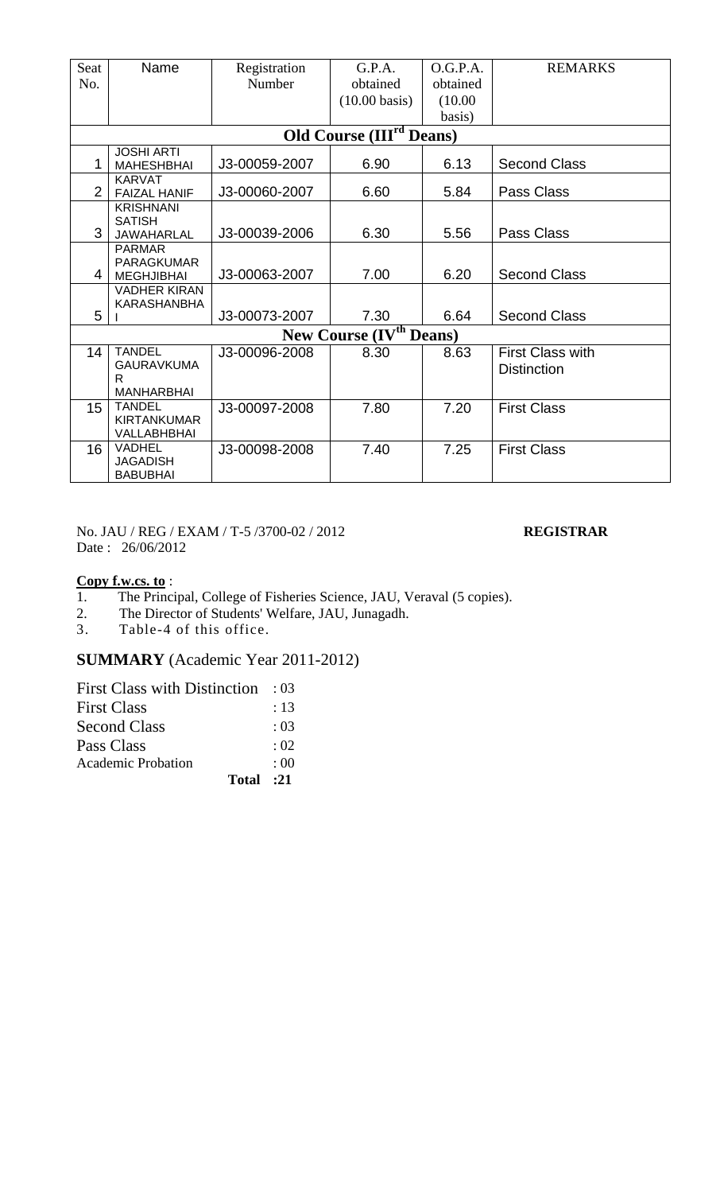| Seat No. | Name | Registration Number | G.P.A. obtained (10.00 basis) | O.G.P.A. obtained (10.00 basis) | REMARKS |
|---|---|---|---|---|---|
| **Old Course (III[rd] Deans)** | | | | | |
| 1 | JOSHI ARTI MAHESHBHAI | J3-00059-2007 | 6.90 | 6.13 | Second Class |
| 2 | KARVAT FAIZAL HANIF | J3-00060-2007 | 6.60 | 5.84 | Pass Class |
| 3 | KRISHNANI SATISH JAWAHARLAL | J3-00039-2006 | 6.30 | 5.56 | Pass Class |
| 4 | PARMAR PARAGKUMAR MEGHJIBHAI | J3-00063-2007 | 7.00 | 6.20 | Second Class |
| 5 | VADHER KIRAN KARASHANBHAI | J3-00073-2007 | 7.30 | 6.64 | Second Class |
| **New Course (IV[th] Deans)** | | | | | |
| 14 | TANDEL GAURAVKUMAR MANHARBHAI | J3-00096-2008 | 8.30 | 8.63 | First Class with Distinction |
| 15 | TANDEL KIRTANKUMAR VALLABHBHAI | J3-00097-2008 | 7.80 | 7.20 | First Class |
| 16 | VADHEL JAGADISH BABUBHAI | J3-00098-2008 | 7.40 | 7.25 | First Class |

No. JAU / REG / EXAM / T-5 /3700-02 / 2012 **REGISTRAR**

Date : 26/06/2012

**Copy f.w.cs. to** :

1. The Principal, College of Fisheries Science, JAU, Veraval (5 copies).
2. The Director of Students' Welfare, JAU, Junagadh.
3. Table-4 of this office.

**SUMMARY** (Academic Year 2011-2012)

First Class with Distinction : 03
First Class : 13
Second Class : 03
Pass Class : 02
Academic Probation : 00
**Total :21**